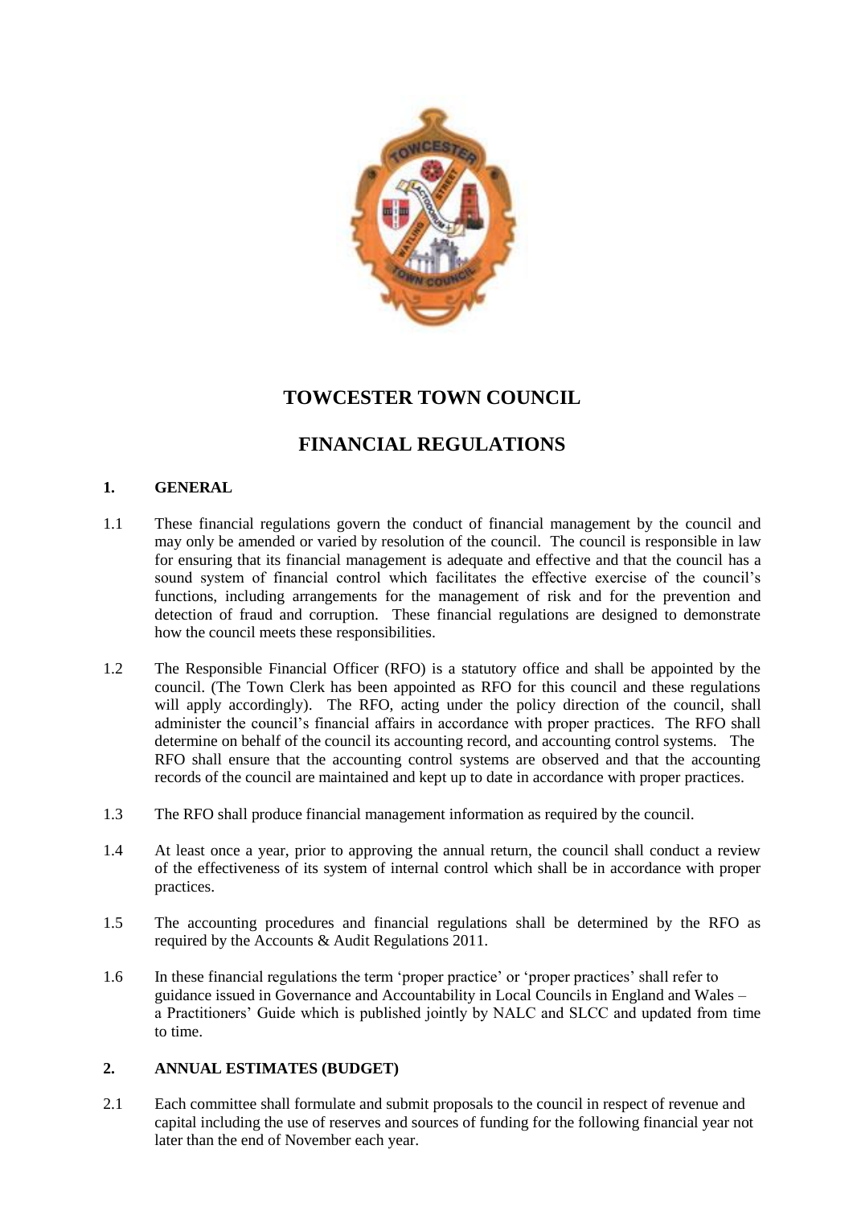# TOWCESTER TOWN COUNCIL

# FINANCIAL REGULATIONS

## 1. GENERAL

1.1 These financial regulations govern the conduct of financial management by the council and may only be amended or varied by resolution of the council. The council is responsible in law for ensuring that its financial management is adequate and effective and that the council has a sound system of financial control which facilitates the effective exercise of the council's functions, including arrangements for the management of risk and for the prevention and detection of fraud and corruption. These financial regulations are designed to demonstrate how the council meets these responsibilities.

1.2 The Responsible Financial Officer (RFO) is a statutory office and shall be appointed by the council. (The Town Clerk has been appointed as RFO for this council and these regulations will apply accordingly). The RFO, acting under the policy direction of the council, shall administer the council's financial affairs in accordance with proper practices. The RFO shall determine on behalf of the council its accounting record, and accounting control systems. The RFO shall ensure that the accounting control systems are observed and that the accounting records of the council are maintained and kept up to date in accordance with proper practices.

1.3 The RFO shall produce financial management information as required by the council.

1.4 At least once a year, prior to approving the annual return, the council shall conduct a review of the effectiveness of its system of internal control which shall be in accordance with proper practices.

1.5 The accounting procedures and financial regulations shall be determined by the RFO as required by the Accounts & Audit Regulations 2011.

1.6 In these financial regulations the term 'proper practice' or 'proper practices' shall refer to guidance issued in Governance and Accountability in Local Councils in England and Wales – a Practitioners' Guide which is published jointly by NALC and SLCC and updated from time to time.

## 2. ANNUAL ESTIMATES (BUDGET)

2.1 Each committee shall formulate and submit proposals to the council in respect of revenue and capital including the use of reserves and sources of funding for the following financial year not later than the end of November each year.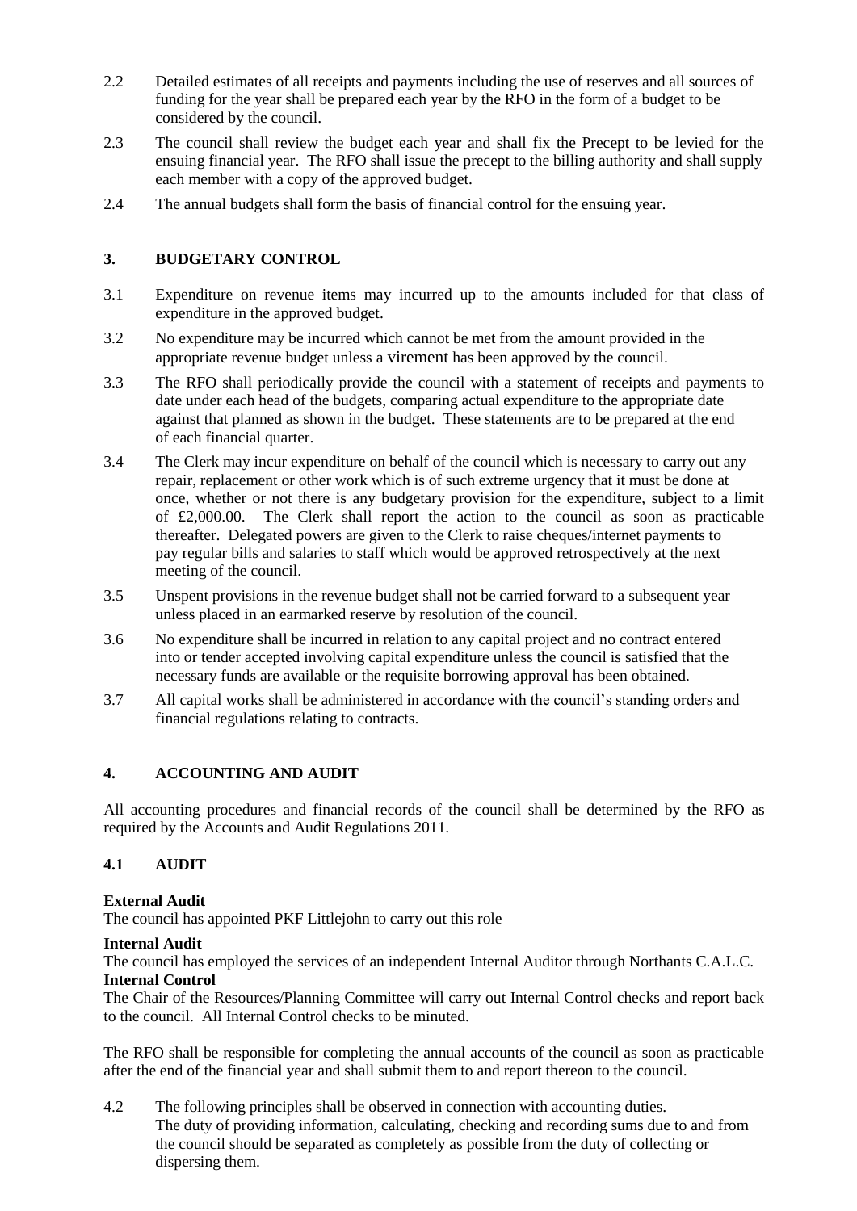2.2 Detailed estimates of all receipts and payments including the use of reserves and all sources of funding for the year shall be prepared each year by the RFO in the form of a budget to be considered by the council.

2.3 The council shall review the budget each year and shall fix the Precept to be levied for the ensuing financial year. The RFO shall issue the precept to the billing authority and shall supply each member with a copy of the approved budget.

2.4 The annual budgets shall form the basis of financial control for the ensuing year.

## 3. BUDGETARY CONTROL

3.1 Expenditure on revenue items may incurred up to the amounts included for that class of expenditure in the approved budget.

3.2 No expenditure may be incurred which cannot be met from the amount provided in the appropriate revenue budget unless a virement has been approved by the council.

3.3 The RFO shall periodically provide the council with a statement of receipts and payments to date under each head of the budgets, comparing actual expenditure to the appropriate date against that planned as shown in the budget. These statements are to be prepared at the end of each financial quarter.

3.4 The Clerk may incur expenditure on behalf of the council which is necessary to carry out any repair, replacement or other work which is of such extreme urgency that it must be done at once, whether or not there is any budgetary provision for the expenditure, subject to a limit of £2,000.00. The Clerk shall report the action to the council as soon as practicable thereafter. Delegated powers are given to the Clerk to raise cheques/internet payments to pay regular bills and salaries to staff which would be approved retrospectively at the next meeting of the council.

3.5 Unspent provisions in the revenue budget shall not be carried forward to a subsequent year unless placed in an earmarked reserve by resolution of the council.

3.6 No expenditure shall be incurred in relation to any capital project and no contract entered into or tender accepted involving capital expenditure unless the council is satisfied that the necessary funds are available or the requisite borrowing approval has been obtained.

3.7 All capital works shall be administered in accordance with the council's standing orders and financial regulations relating to contracts.

## 4. ACCOUNTING AND AUDIT

All accounting procedures and financial records of the council shall be determined by the RFO as required by the Accounts and Audit Regulations 2011.

### 4.1 AUDIT

**External Audit**
The council has appointed PKF Littlejohn to carry out this role

**Internal Audit**
The council has employed the services of an independent Internal Auditor through Northants C.A.L.C.

**Internal Control**
The Chair of the Resources/Planning Committee will carry out Internal Control checks and report back to the council. All Internal Control checks to be minuted.

The RFO shall be responsible for completing the annual accounts of the council as soon as practicable after the end of the financial year and shall submit them to and report thereon to the council.

4.2 The following principles shall be observed in connection with accounting duties. The duty of providing information, calculating, checking and recording sums due to and from the council should be separated as completely as possible from the duty of collecting or dispersing them.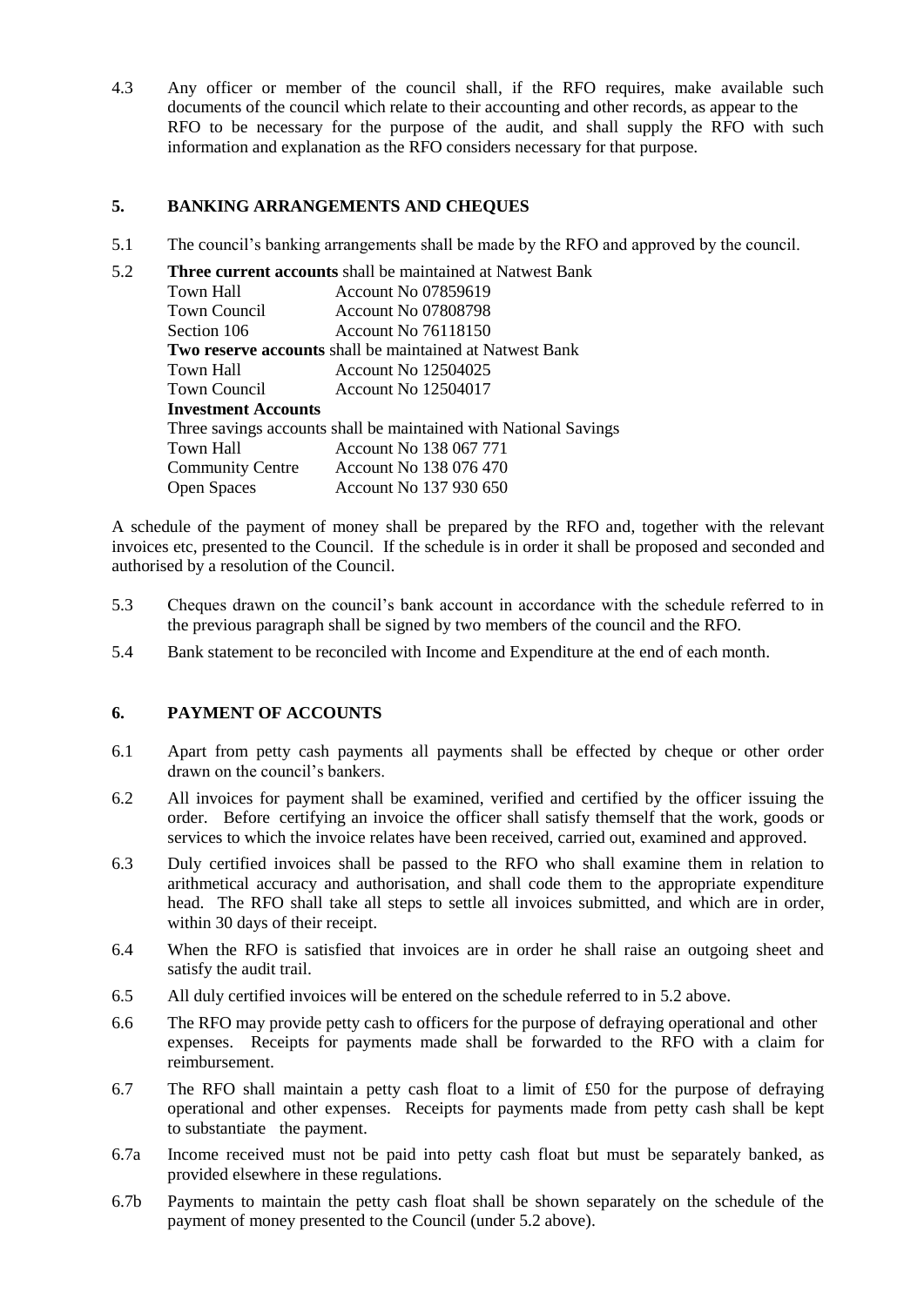4.3 Any officer or member of the council shall, if the RFO requires, make available such documents of the council which relate to their accounting and other records, as appear to the RFO to be necessary for the purpose of the audit, and shall supply the RFO with such information and explanation as the RFO considers necessary for that purpose.

## 5. BANKING ARRANGEMENTS AND CHEQUES

5.1 The council's banking arrangements shall be made by the RFO and approved by the council.

5.2 **Three current accounts** shall be maintained at Natwest Bank

| | |
|---|---|
| Town Hall | Account No 07859619 |
| Town Council | Account No 07808798 |
| Section 106 | Account No 76118150 |

**Two reserve accounts** shall be maintained at Natwest Bank

| | |
|---|---|
| Town Hall | Account No 12504025 |
| Town Council | Account No 12504017 |

**Investment Accounts**

Three savings accounts shall be maintained with National Savings

| | |
|---|---|
| Town Hall | Account No 138 067 771 |
| Community Centre | Account No 138 076 470 |
| Open Spaces | Account No 137 930 650 |

A schedule of the payment of money shall be prepared by the RFO and, together with the relevant invoices etc, presented to the Council. If the schedule is in order it shall be proposed and seconded and authorised by a resolution of the Council.

5.3 Cheques drawn on the council's bank account in accordance with the schedule referred to in the previous paragraph shall be signed by two members of the council and the RFO.

5.4 Bank statement to be reconciled with Income and Expenditure at the end of each month.

## 6. PAYMENT OF ACCOUNTS

6.1 Apart from petty cash payments all payments shall be effected by cheque or other order drawn on the council's bankers.

6.2 All invoices for payment shall be examined, verified and certified by the officer issuing the order. Before certifying an invoice the officer shall satisfy themself that the work, goods or services to which the invoice relates have been received, carried out, examined and approved.

6.3 Duly certified invoices shall be passed to the RFO who shall examine them in relation to arithmetical accuracy and authorisation, and shall code them to the appropriate expenditure head. The RFO shall take all steps to settle all invoices submitted, and which are in order, within 30 days of their receipt.

6.4 When the RFO is satisfied that invoices are in order he shall raise an outgoing sheet and satisfy the audit trail.

6.5 All duly certified invoices will be entered on the schedule referred to in 5.2 above.

6.6 The RFO may provide petty cash to officers for the purpose of defraying operational and other expenses. Receipts for payments made shall be forwarded to the RFO with a claim for reimbursement.

6.7 The RFO shall maintain a petty cash float to a limit of £50 for the purpose of defraying operational and other expenses. Receipts for payments made from petty cash shall be kept to substantiate the payment.

6.7a Income received must not be paid into petty cash float but must be separately banked, as provided elsewhere in these regulations.

6.7b Payments to maintain the petty cash float shall be shown separately on the schedule of the payment of money presented to the Council (under 5.2 above).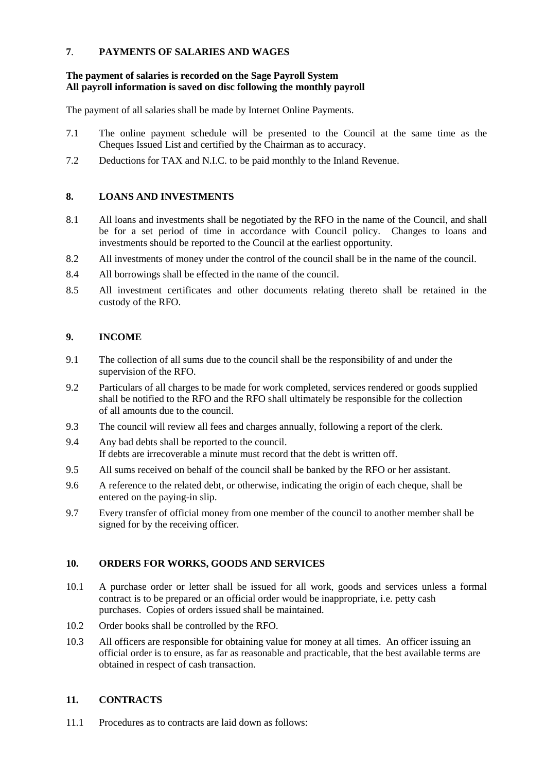## 7. PAYMENTS OF SALARIES AND WAGES

**The payment of salaries is recorded on the Sage Payroll System**
**All payroll information is saved on disc following the monthly payroll**

The payment of all salaries shall be made by Internet Online Payments.

7.1 The online payment schedule will be presented to the Council at the same time as the Cheques Issued List and certified by the Chairman as to accuracy.

7.2 Deductions for TAX and N.I.C. to be paid monthly to the Inland Revenue.

## 8. LOANS AND INVESTMENTS

8.1 All loans and investments shall be negotiated by the RFO in the name of the Council, and shall be for a set period of time in accordance with Council policy. Changes to loans and investments should be reported to the Council at the earliest opportunity.

8.2 All investments of money under the control of the council shall be in the name of the council.

8.4 All borrowings shall be effected in the name of the council.

8.5 All investment certificates and other documents relating thereto shall be retained in the custody of the RFO.

## 9. INCOME

9.1 The collection of all sums due to the council shall be the responsibility of and under the supervision of the RFO.

9.2 Particulars of all charges to be made for work completed, services rendered or goods supplied shall be notified to the RFO and the RFO shall ultimately be responsible for the collection of all amounts due to the council.

9.3 The council will review all fees and charges annually, following a report of the clerk.

9.4 Any bad debts shall be reported to the council.
If debts are irrecoverable a minute must record that the debt is written off.

9.5 All sums received on behalf of the council shall be banked by the RFO or her assistant.

9.6 A reference to the related debt, or otherwise, indicating the origin of each cheque, shall be entered on the paying-in slip.

9.7 Every transfer of official money from one member of the council to another member shall be signed for by the receiving officer.

## 10. ORDERS FOR WORKS, GOODS AND SERVICES

10.1 A purchase order or letter shall be issued for all work, goods and services unless a formal contract is to be prepared or an official order would be inappropriate, i.e. petty cash purchases. Copies of orders issued shall be maintained.

10.2 Order books shall be controlled by the RFO.

10.3 All officers are responsible for obtaining value for money at all times. An officer issuing an official order is to ensure, as far as reasonable and practicable, that the best available terms are obtained in respect of cash transaction.

## 11. CONTRACTS

11.1 Procedures as to contracts are laid down as follows: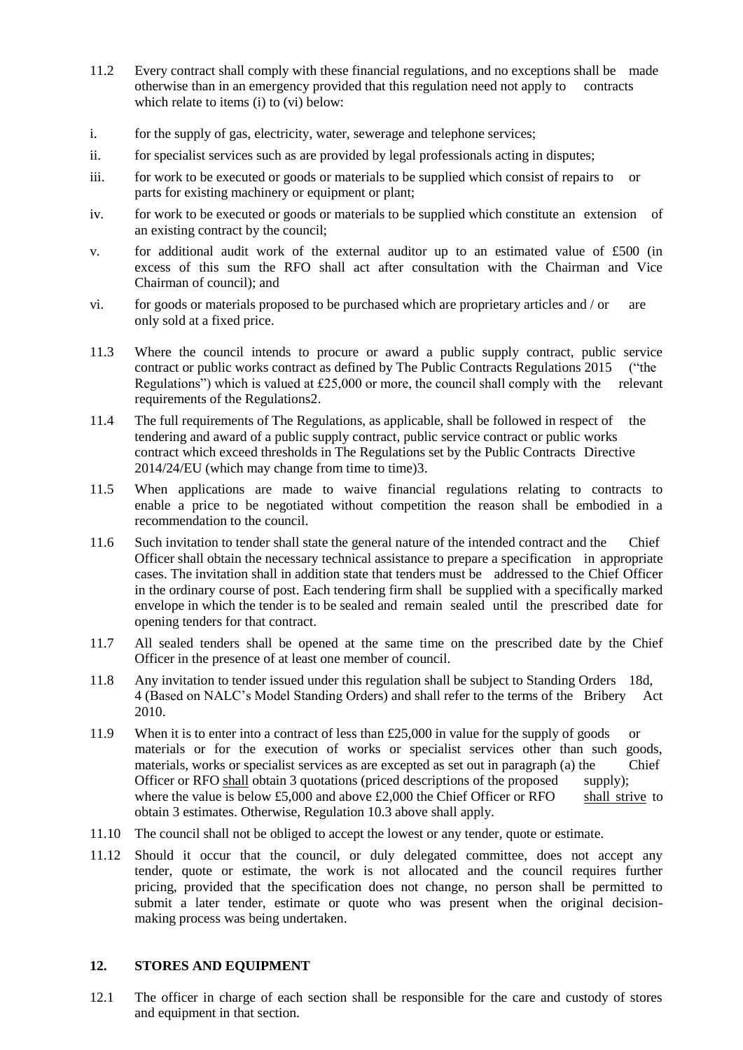11.2 Every contract shall comply with these financial regulations, and no exceptions shall be made otherwise than in an emergency provided that this regulation need not apply to contracts which relate to items (i) to (vi) below:

i. for the supply of gas, electricity, water, sewerage and telephone services;

ii. for specialist services such as are provided by legal professionals acting in disputes;

iii. for work to be executed or goods or materials to be supplied which consist of repairs to or parts for existing machinery or equipment or plant;

iv. for work to be executed or goods or materials to be supplied which constitute an extension of an existing contract by the council;

v. for additional audit work of the external auditor up to an estimated value of £500 (in excess of this sum the RFO shall act after consultation with the Chairman and Vice Chairman of council); and

vi. for goods or materials proposed to be purchased which are proprietary articles and / or are only sold at a fixed price.

11.3 Where the council intends to procure or award a public supply contract, public service contract or public works contract as defined by The Public Contracts Regulations 2015 ("the Regulations") which is valued at £25,000 or more, the council shall comply with the relevant requirements of the Regulations2.

11.4 The full requirements of The Regulations, as applicable, shall be followed in respect of the tendering and award of a public supply contract, public service contract or public works contract which exceed thresholds in The Regulations set by the Public Contracts Directive 2014/24/EU (which may change from time to time)3.

11.5 When applications are made to waive financial regulations relating to contracts to enable a price to be negotiated without competition the reason shall be embodied in a recommendation to the council.

11.6 Such invitation to tender shall state the general nature of the intended contract and the Chief Officer shall obtain the necessary technical assistance to prepare a specification in appropriate cases. The invitation shall in addition state that tenders must be addressed to the Chief Officer in the ordinary course of post. Each tendering firm shall be supplied with a specifically marked envelope in which the tender is to be sealed and remain sealed until the prescribed date for opening tenders for that contract.

11.7 All sealed tenders shall be opened at the same time on the prescribed date by the Chief Officer in the presence of at least one member of council.

11.8 Any invitation to tender issued under this regulation shall be subject to Standing Orders 18d, 4 (Based on NALC's Model Standing Orders) and shall refer to the terms of the Bribery Act 2010.

11.9 When it is to enter into a contract of less than £25,000 in value for the supply of goods or materials or for the execution of works or specialist services other than such goods, materials, works or specialist services as are excepted as set out in paragraph (a) the Chief Officer or RFO <u>shall</u> obtain 3 quotations (priced descriptions of the proposed supply); where the value is below £5,000 and above £2,000 the Chief Officer or RFO <u>shall strive</u> to obtain 3 estimates. Otherwise, Regulation 10.3 above shall apply.

11.10 The council shall not be obliged to accept the lowest or any tender, quote or estimate.

11.12 Should it occur that the council, or duly delegated committee, does not accept any tender, quote or estimate, the work is not allocated and the council requires further pricing, provided that the specification does not change, no person shall be permitted to submit a later tender, estimate or quote who was present when the original decision-making process was being undertaken.

## 12. STORES AND EQUIPMENT

12.1 The officer in charge of each section shall be responsible for the care and custody of stores and equipment in that section.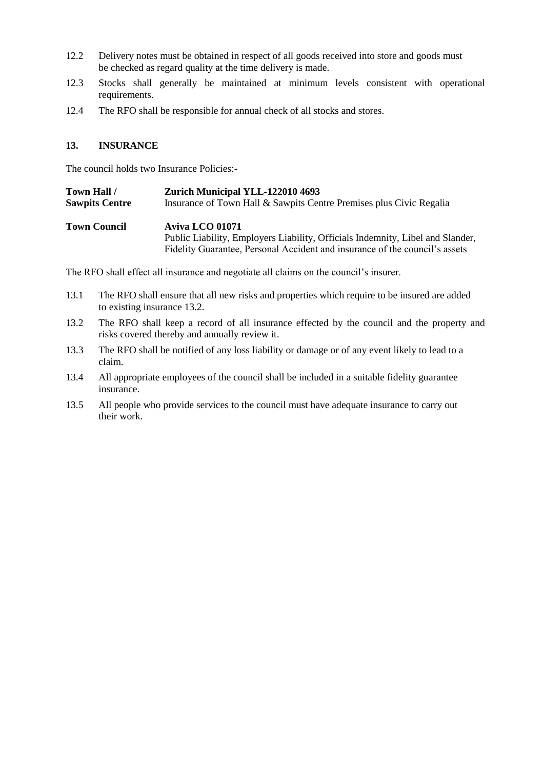12.2 Delivery notes must be obtained in respect of all goods received into store and goods must be checked as regard quality at the time delivery is made.

12.3 Stocks shall generally be maintained at minimum levels consistent with operational requirements.

12.4 The RFO shall be responsible for annual check of all stocks and stores.

## 13. INSURANCE

The council holds two Insurance Policies:-

| | |
|---|---|
| **Town Hall / Sawpits Centre** | **Zurich Municipal YLL-122010 4693**<br>Insurance of Town Hall & Sawpits Centre Premises plus Civic Regalia |
| **Town Council** | **Aviva LCO 01071**<br>Public Liability, Employers Liability, Officials Indemnity, Libel and Slander, Fidelity Guarantee, Personal Accident and insurance of the council's assets |

The RFO shall effect all insurance and negotiate all claims on the council's insurer.

13.1 The RFO shall ensure that all new risks and properties which require to be insured are added to existing insurance 13.2.

13.2 The RFO shall keep a record of all insurance effected by the council and the property and risks covered thereby and annually review it.

13.3 The RFO shall be notified of any loss liability or damage or of any event likely to lead to a claim.

13.4 All appropriate employees of the council shall be included in a suitable fidelity guarantee insurance.

13.5 All people who provide services to the council must have adequate insurance to carry out their work.